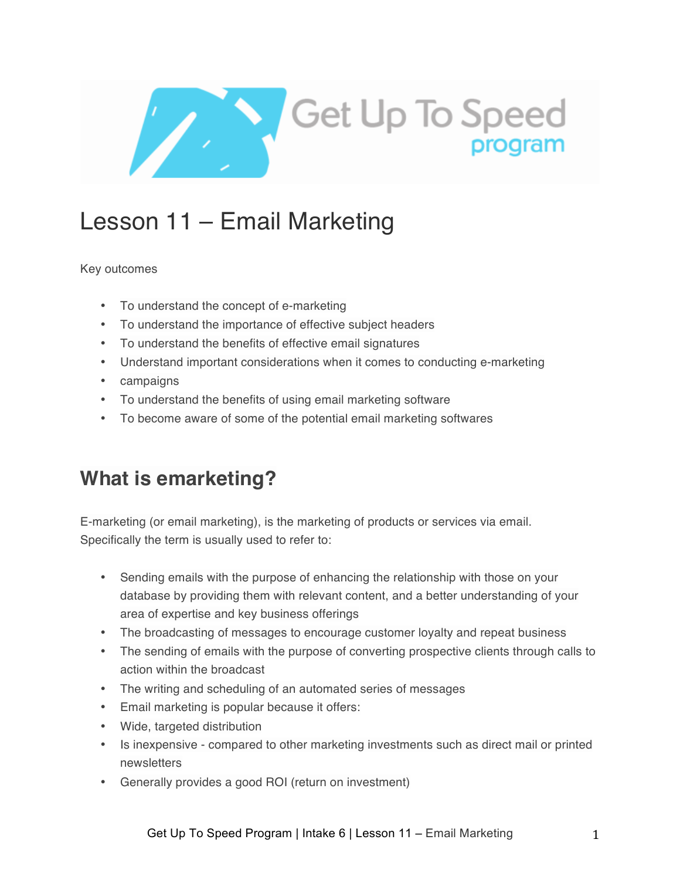# Lesson 11 – Email Marketing

Key outcomes

- To understand the concept of e-marketing
- To understand the importance of effective subject headers
- To understand the benefits of effective email signatures
- Understand important considerations when it comes to conducting e-marketing
- campaigns
- To understand the benefits of using email marketing software
- To become aware of some of the potential email marketing softwares

## What is emarketing?

E-marketing (or email marketing), is the marketing of products or services via email. Specifically the term is usually used to refer to:

- Sending emails with the purpose of enhancing the relationship with those on your database by providing them with relevant content, and a better understanding of your area of expertise and key business offerings
- The broadcasting of messages to encourage customer loyalty and repeat business
- The sending of emails with the purpose of converting prospective clients through calls to action within the broadcast
- The writing and scheduling of an automated series of messages
- Email marketing is popular because it offers:
- Wide, targeted distribution
- Is inexpensive - compared to other marketing investments such as direct mail or printed newsletters
- Generally provides a good ROI (return on investment)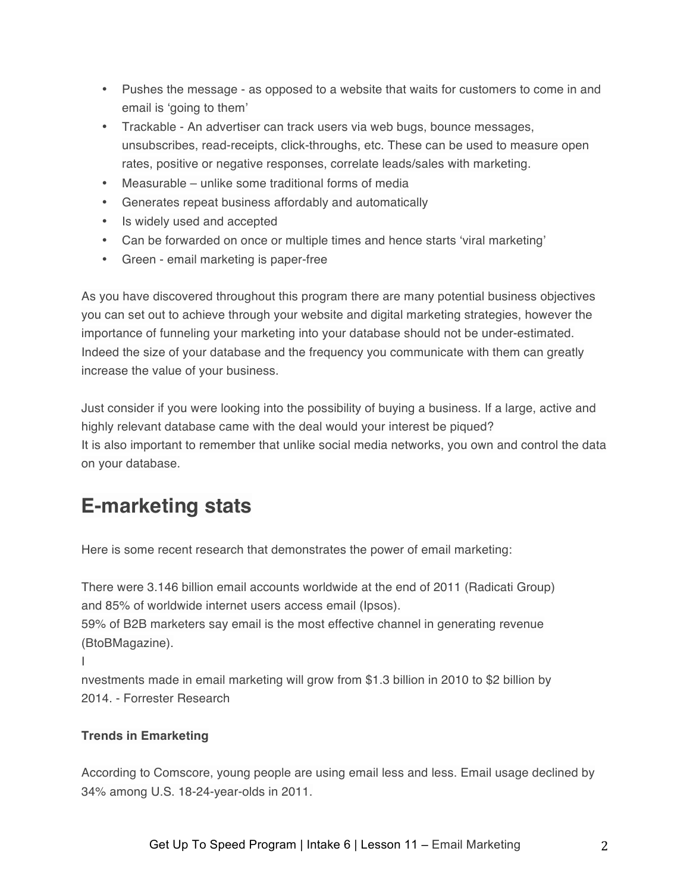- Pushes the message - as opposed to a website that waits for customers to come in and email is 'going to them'
- Trackable - An advertiser can track users via web bugs, bounce messages, unsubscribes, read-receipts, click-throughs, etc. These can be used to measure open rates, positive or negative responses, correlate leads/sales with marketing.
- Measurable – unlike some traditional forms of media
- Generates repeat business affordably and automatically
- Is widely used and accepted
- Can be forwarded on once or multiple times and hence starts 'viral marketing'
- Green - email marketing is paper-free

As you have discovered throughout this program there are many potential business objectives you can set out to achieve through your website and digital marketing strategies, however the importance of funneling your marketing into your database should not be under-estimated. Indeed the size of your database and the frequency you communicate with them can greatly increase the value of your business.

Just consider if you were looking into the possibility of buying a business. If a large, active and highly relevant database came with the deal would your interest be piqued?
It is also important to remember that unlike social media networks, you own and control the data on your database.

## E-marketing stats

Here is some recent research that demonstrates the power of email marketing:

There were 3.146 billion email accounts worldwide at the end of 2011 (Radicati Group) and 85% of worldwide internet users access email (Ipsos).
59% of B2B marketers say email is the most effective channel in generating revenue (BtoBMagazine).
I
nvestments made in email marketing will grow from $1.3 billion in 2010 to $2 billion by 2014. - Forrester Research

**Trends in Emarketing**

According to Comscore, young people are using email less and less. Email usage declined by 34% among U.S. 18-24-year-olds in 2011.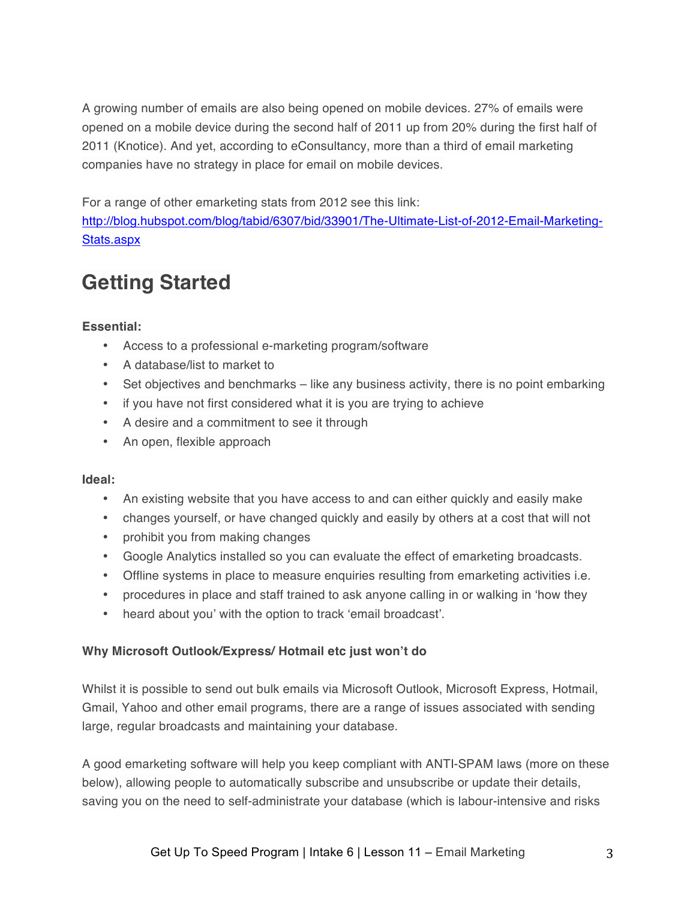A growing number of emails are also being opened on mobile devices. 27% of emails were opened on a mobile device during the second half of 2011 up from 20% during the first half of 2011 (Knotice). And yet, according to eConsultancy, more than a third of email marketing companies have no strategy in place for email on mobile devices.

For a range of other emarketing stats from 2012 see this link:
[http://blog.hubspot.com/blog/tabid/6307/bid/33901/The-Ultimate-List-of-2012-Email-Marketing-Stats.aspx](http://blog.hubspot.com/blog/tabid/6307/bid/33901/The-Ultimate-List-of-2012-Email-Marketing-Stats.aspx)

## Getting Started

**Essential:**

- Access to a professional e-marketing program/software
- A database/list to market to
- Set objectives and benchmarks – like any business activity, there is no point embarking
- if you have not first considered what it is you are trying to achieve
- A desire and a commitment to see it through
- An open, flexible approach

**Ideal:**

- An existing website that you have access to and can either quickly and easily make
- changes yourself, or have changed quickly and easily by others at a cost that will not
- prohibit you from making changes
- Google Analytics installed so you can evaluate the effect of emarketing broadcasts.
- Offline systems in place to measure enquiries resulting from emarketing activities i.e.
- procedures in place and staff trained to ask anyone calling in or walking in 'how they
- heard about you' with the option to track 'email broadcast'.

**Why Microsoft Outlook/Express/ Hotmail etc just won't do**

Whilst it is possible to send out bulk emails via Microsoft Outlook, Microsoft Express, Hotmail, Gmail, Yahoo and other email programs, there are a range of issues associated with sending large, regular broadcasts and maintaining your database.

A good emarketing software will help you keep compliant with ANTI-SPAM laws (more on these below), allowing people to automatically subscribe and unsubscribe or update their details, saving you on the need to self-administrate your database (which is labour-intensive and risks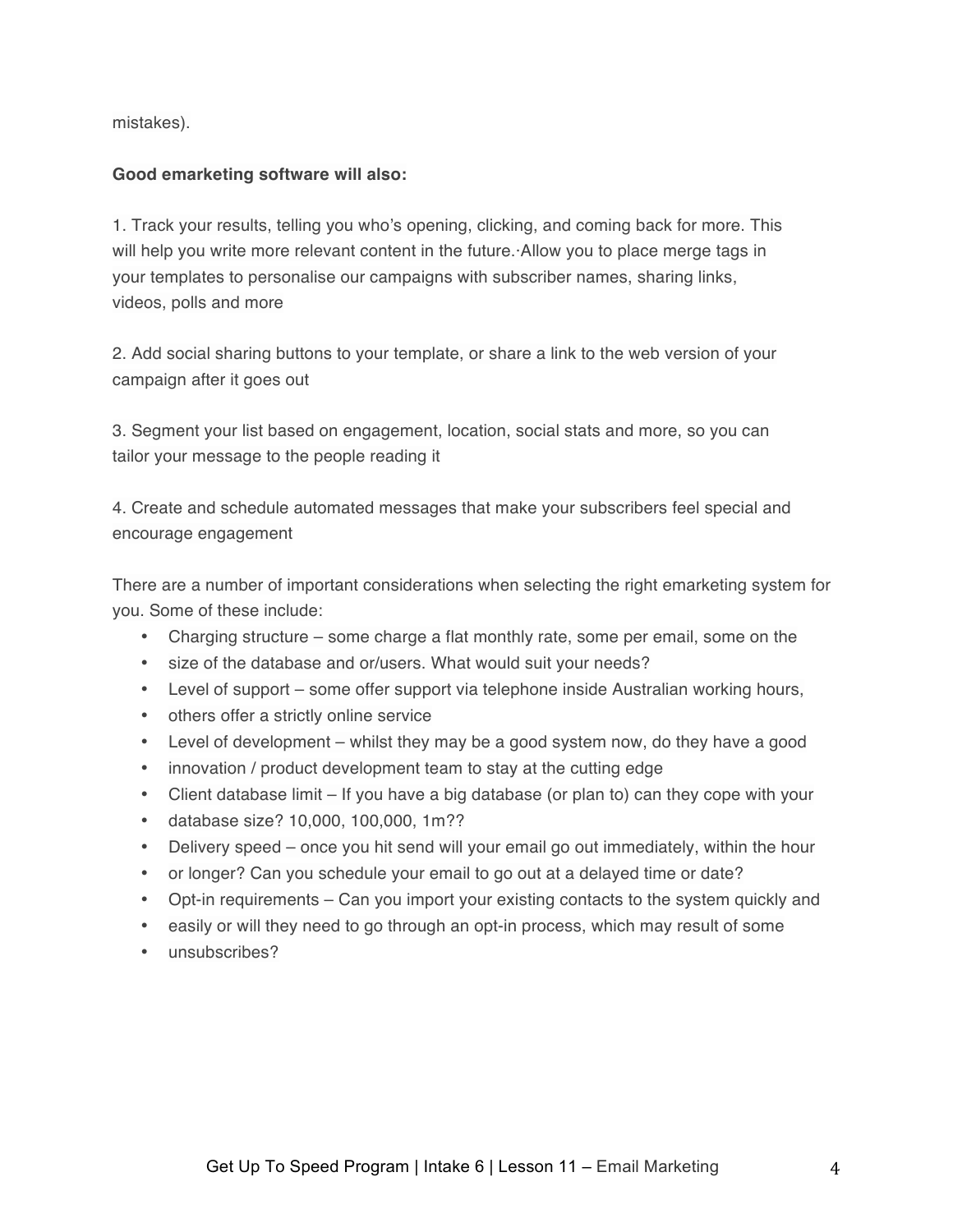mistakes).

**Good emarketing software will also:**

1. Track your results, telling you who's opening, clicking, and coming back for more. This will help you write more relevant content in the future.·Allow you to place merge tags in your templates to personalise our campaigns with subscriber names, sharing links, videos, polls and more

2. Add social sharing buttons to your template, or share a link to the web version of your campaign after it goes out

3. Segment your list based on engagement, location, social stats and more, so you can tailor your message to the people reading it

4. Create and schedule automated messages that make your subscribers feel special and encourage engagement

There are a number of important considerations when selecting the right emarketing system for you. Some of these include:

- Charging structure – some charge a flat monthly rate, some per email, some on the
- size of the database and or/users. What would suit your needs?
- Level of support – some offer support via telephone inside Australian working hours,
- others offer a strictly online service
- Level of development – whilst they may be a good system now, do they have a good
- innovation / product development team to stay at the cutting edge
- Client database limit – If you have a big database (or plan to) can they cope with your
- database size? 10,000, 100,000, 1m??
- Delivery speed – once you hit send will your email go out immediately, within the hour
- or longer? Can you schedule your email to go out at a delayed time or date?
- Opt-in requirements – Can you import your existing contacts to the system quickly and
- easily or will they need to go through an opt-in process, which may result of some
- unsubscribes?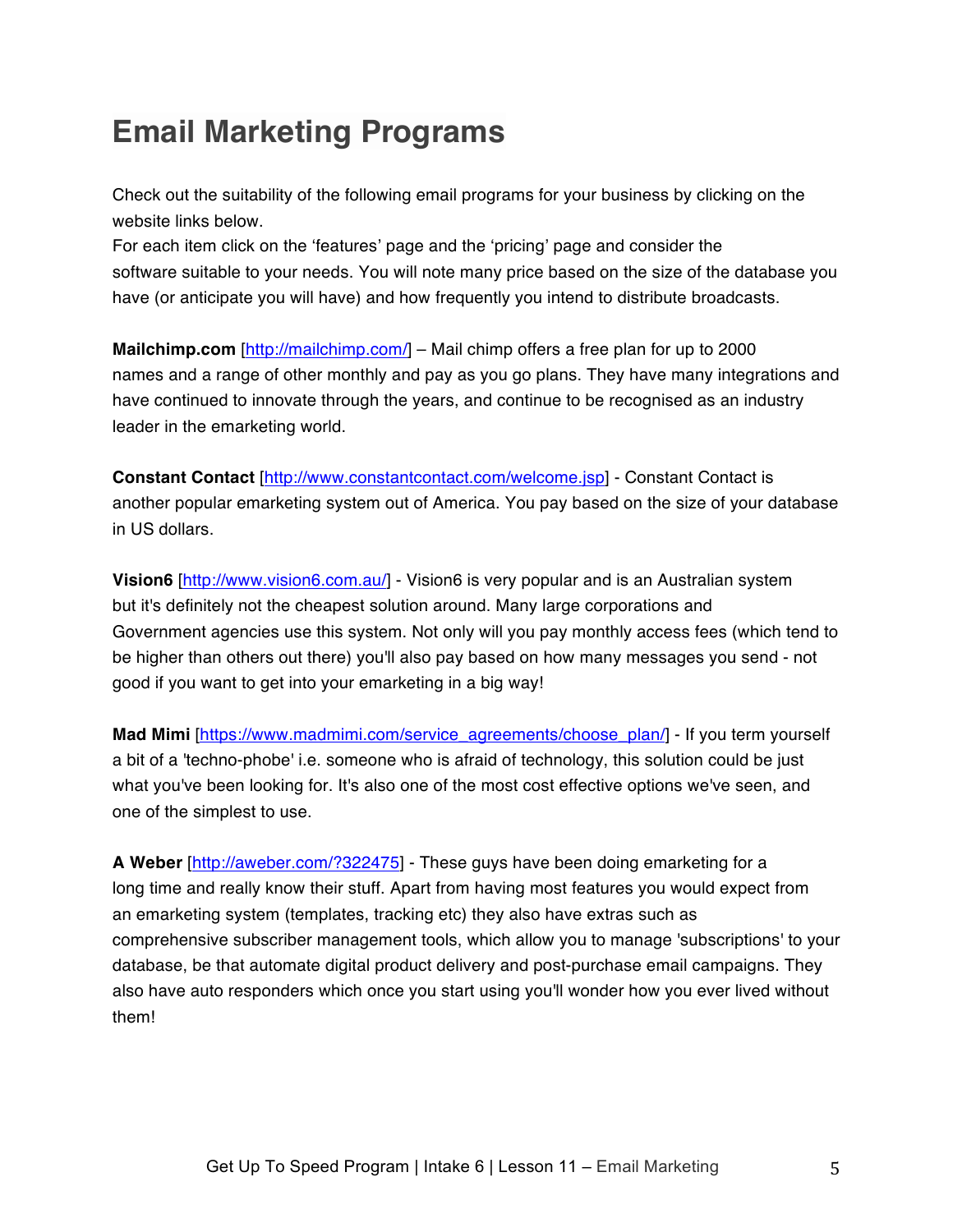# Email Marketing Programs

Check out the suitability of the following email programs for your business by clicking on the website links below.
For each item click on the 'features' page and the 'pricing' page and consider the software suitable to your needs. You will note many price based on the size of the database you have (or anticipate you will have) and how frequently you intend to distribute broadcasts.

**Mailchimp.com** [http://mailchimp.com/] – Mail chimp offers a free plan for up to 2000 names and a range of other monthly and pay as you go plans. They have many integrations and have continued to innovate through the years, and continue to be recognised as an industry leader in the emarketing world.

**Constant Contact** [http://www.constantcontact.com/welcome.jsp] - Constant Contact is another popular emarketing system out of America. You pay based on the size of your database in US dollars.

**Vision6** [http://www.vision6.com.au/] - Vision6 is very popular and is an Australian system but it's definitely not the cheapest solution around. Many large corporations and Government agencies use this system. Not only will you pay monthly access fees (which tend to be higher than others out there) you'll also pay based on how many messages you send - not good if you want to get into your emarketing in a big way!

**Mad Mimi** [https://www.madmimi.com/service_agreements/choose_plan/] - If you term yourself a bit of a 'techno-phobe' i.e. someone who is afraid of technology, this solution could be just what you've been looking for. It's also one of the most cost effective options we've seen, and one of the simplest to use.

**A Weber** [http://aweber.com/?322475] - These guys have been doing emarketing for a long time and really know their stuff. Apart from having most features you would expect from an emarketing system (templates, tracking etc) they also have extras such as comprehensive subscriber management tools, which allow you to manage 'subscriptions' to your database, be that automate digital product delivery and post-purchase email campaigns. They also have auto responders which once you start using you'll wonder how you ever lived without them!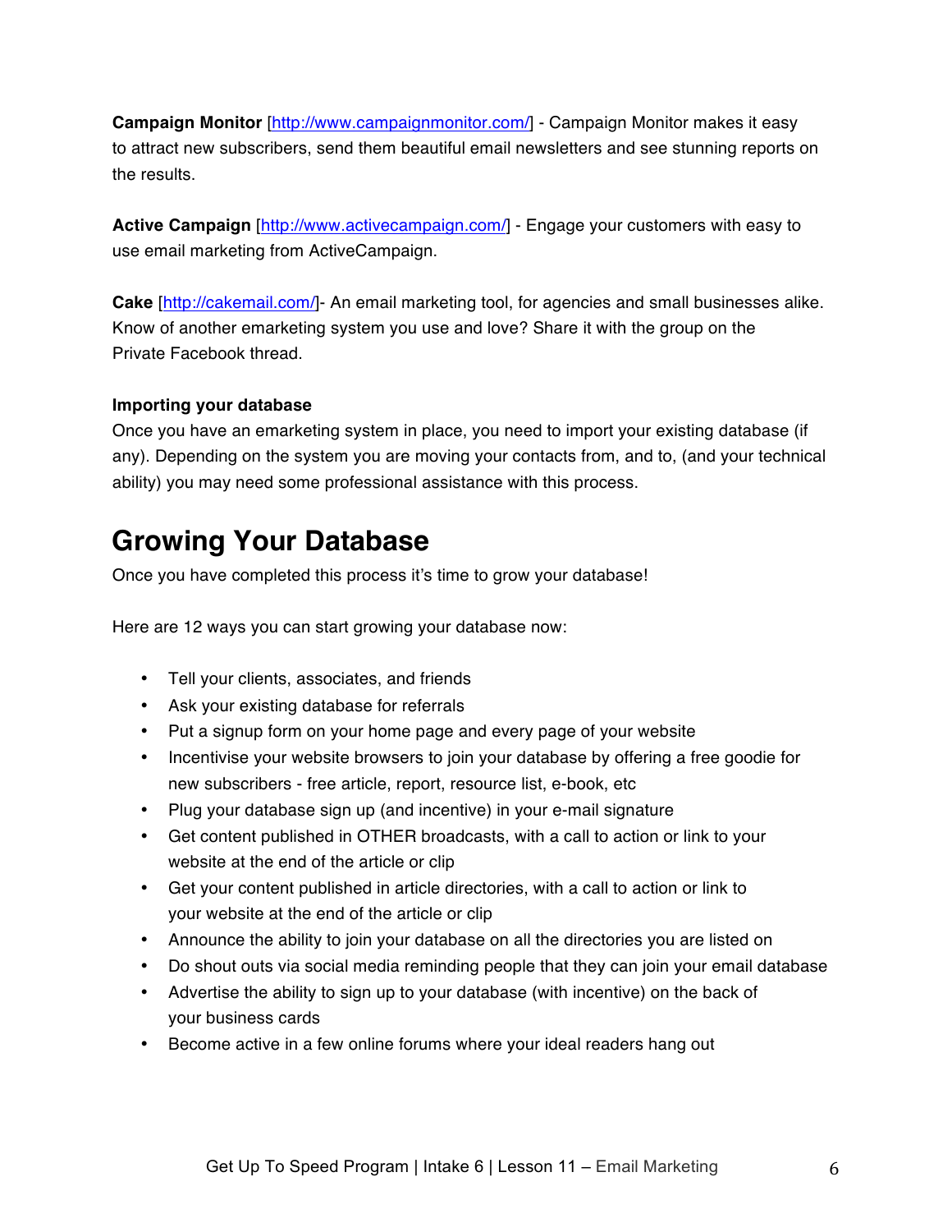**Campaign Monitor** [http://www.campaignmonitor.com/] - Campaign Monitor makes it easy to attract new subscribers, send them beautiful email newsletters and see stunning reports on the results.

**Active Campaign** [http://www.activecampaign.com/] - Engage your customers with easy to use email marketing from ActiveCampaign.

**Cake** [http://cakemail.com/]- An email marketing tool, for agencies and small businesses alike. Know of another emarketing system you use and love? Share it with the group on the Private Facebook thread.

**Importing your database**

Once you have an emarketing system in place, you need to import your existing database (if any). Depending on the system you are moving your contacts from, and to, (and your technical ability) you may need some professional assistance with this process.

# Growing Your Database

Once you have completed this process it's time to grow your database!

Here are 12 ways you can start growing your database now:

- Tell your clients, associates, and friends
- Ask your existing database for referrals
- Put a signup form on your home page and every page of your website
- Incentivise your website browsers to join your database by offering a free goodie for new subscribers - free article, report, resource list, e-book, etc
- Plug your database sign up (and incentive) in your e-mail signature
- Get content published in OTHER broadcasts, with a call to action or link to your website at the end of the article or clip
- Get your content published in article directories, with a call to action or link to your website at the end of the article or clip
- Announce the ability to join your database on all the directories you are listed on
- Do shout outs via social media reminding people that they can join your email database
- Advertise the ability to sign up to your database (with incentive) on the back of your business cards
- Become active in a few online forums where your ideal readers hang out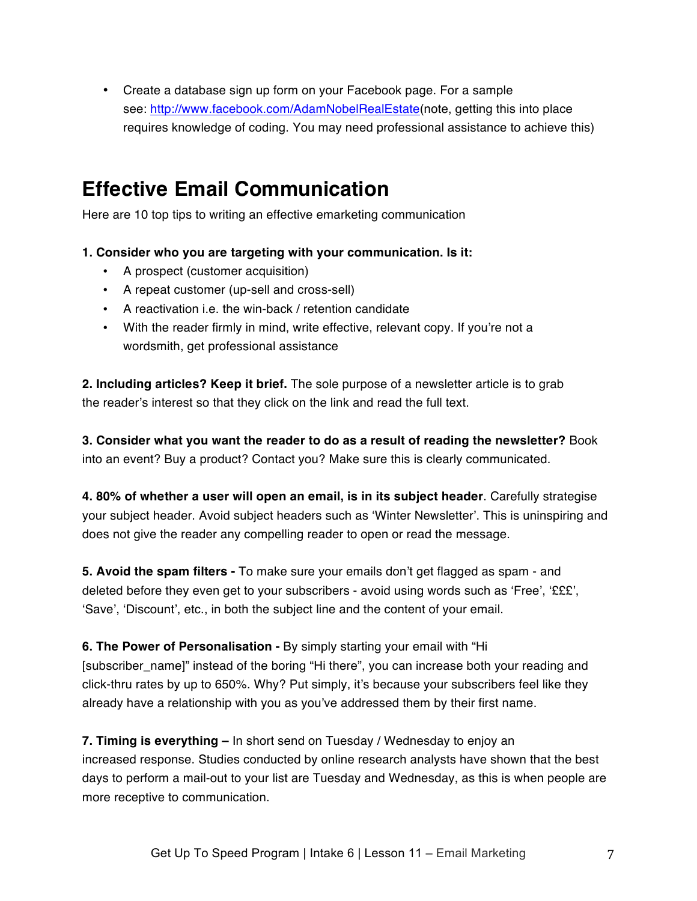- Create a database sign up form on your Facebook page. For a sample see: http://www.facebook.com/AdamNobelRealEstate(note, getting this into place requires knowledge of coding. You may need professional assistance to achieve this)

## Effective Email Communication

Here are 10 top tips to writing an effective emarketing communication

**1. Consider who you are targeting with your communication. Is it:**

- A prospect (customer acquisition)
- A repeat customer (up-sell and cross-sell)
- A reactivation i.e. the win-back / retention candidate
- With the reader firmly in mind, write effective, relevant copy. If you're not a wordsmith, get professional assistance

**2. Including articles? Keep it brief.** The sole purpose of a newsletter article is to grab the reader's interest so that they click on the link and read the full text.

**3. Consider what you want the reader to do as a result of reading the newsletter?** Book into an event? Buy a product? Contact you? Make sure this is clearly communicated.

**4. 80% of whether a user will open an email, is in its subject header**. Carefully strategise your subject header. Avoid subject headers such as 'Winter Newsletter'. This is uninspiring and does not give the reader any compelling reader to open or read the message.

**5. Avoid the spam filters -** To make sure your emails don't get flagged as spam - and deleted before they even get to your subscribers - avoid using words such as 'Free', '£££', 'Save', 'Discount', etc., in both the subject line and the content of your email.

**6. The Power of Personalisation -** By simply starting your email with "Hi [subscriber_name]" instead of the boring "Hi there", you can increase both your reading and click-thru rates by up to 650%. Why? Put simply, it's because your subscribers feel like they already have a relationship with you as you've addressed them by their first name.

**7. Timing is everything –** In short send on Tuesday / Wednesday to enjoy an increased response. Studies conducted by online research analysts have shown that the best days to perform a mail-out to your list are Tuesday and Wednesday, as this is when people are more receptive to communication.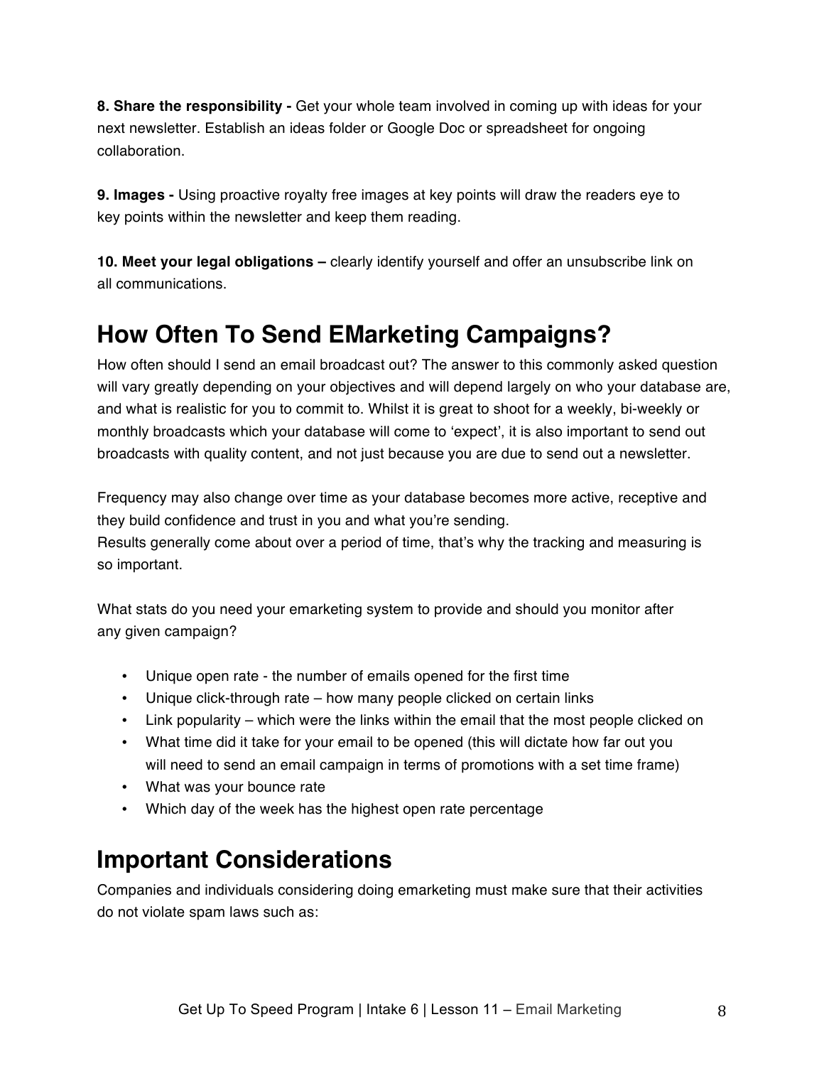**8. Share the responsibility -** Get your whole team involved in coming up with ideas for your next newsletter. Establish an ideas folder or Google Doc or spreadsheet for ongoing collaboration.

**9. Images -** Using proactive royalty free images at key points will draw the readers eye to key points within the newsletter and keep them reading.

**10. Meet your legal obligations –** clearly identify yourself and offer an unsubscribe link on all communications.

## How Often To Send EMarketing Campaigns?

How often should I send an email broadcast out? The answer to this commonly asked question will vary greatly depending on your objectives and will depend largely on who your database are, and what is realistic for you to commit to. Whilst it is great to shoot for a weekly, bi-weekly or monthly broadcasts which your database will come to 'expect', it is also important to send out broadcasts with quality content, and not just because you are due to send out a newsletter.

Frequency may also change over time as your database becomes more active, receptive and they build confidence and trust in you and what you're sending.
Results generally come about over a period of time, that's why the tracking and measuring is so important.

What stats do you need your emarketing system to provide and should you monitor after any given campaign?

- Unique open rate - the number of emails opened for the first time
- Unique click-through rate – how many people clicked on certain links
- Link popularity – which were the links within the email that the most people clicked on
- What time did it take for your email to be opened (this will dictate how far out you will need to send an email campaign in terms of promotions with a set time frame)
- What was your bounce rate
- Which day of the week has the highest open rate percentage

## Important Considerations

Companies and individuals considering doing emarketing must make sure that their activities do not violate spam laws such as: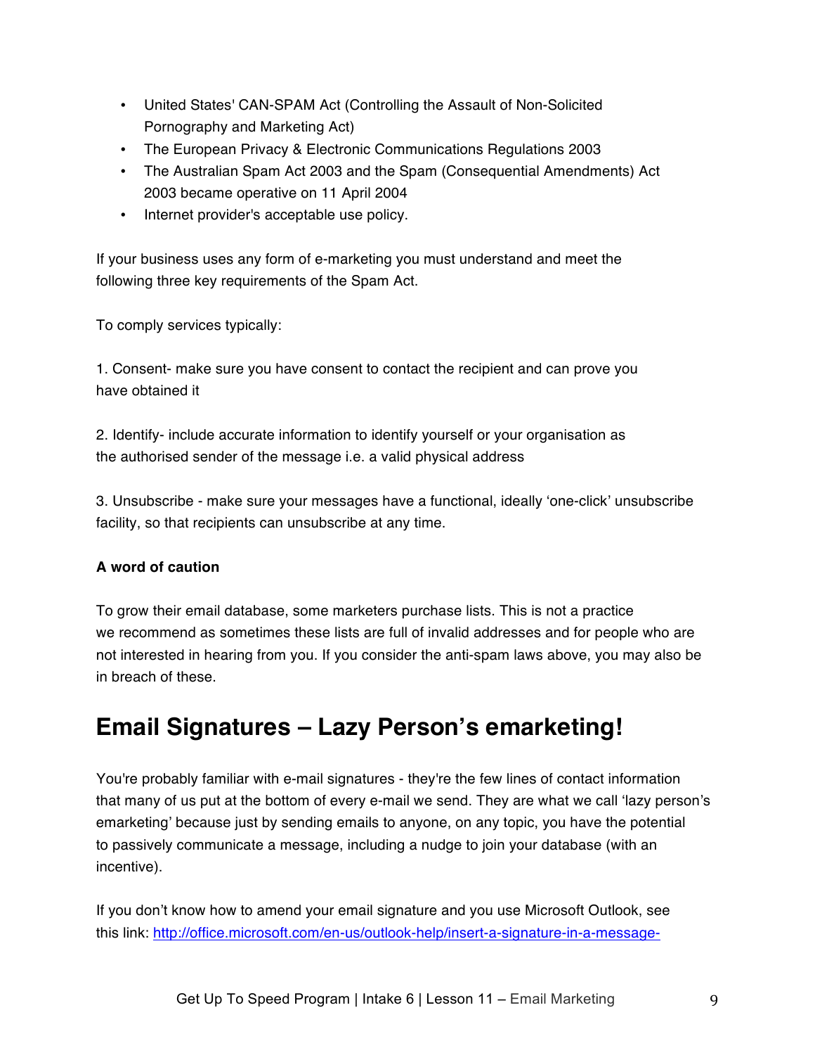- United States' CAN-SPAM Act (Controlling the Assault of Non-Solicited Pornography and Marketing Act)
- The European Privacy & Electronic Communications Regulations 2003
- The Australian Spam Act 2003 and the Spam (Consequential Amendments) Act 2003 became operative on 11 April 2004
- Internet provider's acceptable use policy.

If your business uses any form of e-marketing you must understand and meet the following three key requirements of the Spam Act.

To comply services typically:

1. Consent- make sure you have consent to contact the recipient and can prove you have obtained it

2. Identify- include accurate information to identify yourself or your organisation as the authorised sender of the message i.e. a valid physical address

3. Unsubscribe - make sure your messages have a functional, ideally 'one-click' unsubscribe facility, so that recipients can unsubscribe at any time.

**A word of caution**

To grow their email database, some marketers purchase lists. This is not a practice we recommend as sometimes these lists are full of invalid addresses and for people who are not interested in hearing from you. If you consider the anti-spam laws above, you may also be in breach of these.

# Email Signatures – Lazy Person's emarketing!

You're probably familiar with e-mail signatures - they're the few lines of contact information that many of us put at the bottom of every e-mail we send. They are what we call 'lazy person's emarketing' because just by sending emails to anyone, on any topic, you have the potential to passively communicate a message, including a nudge to join your database (with an incentive).

If you don't know how to amend your email signature and you use Microsoft Outlook, see this link: http://office.microsoft.com/en-us/outlook-help/insert-a-signature-in-a-message-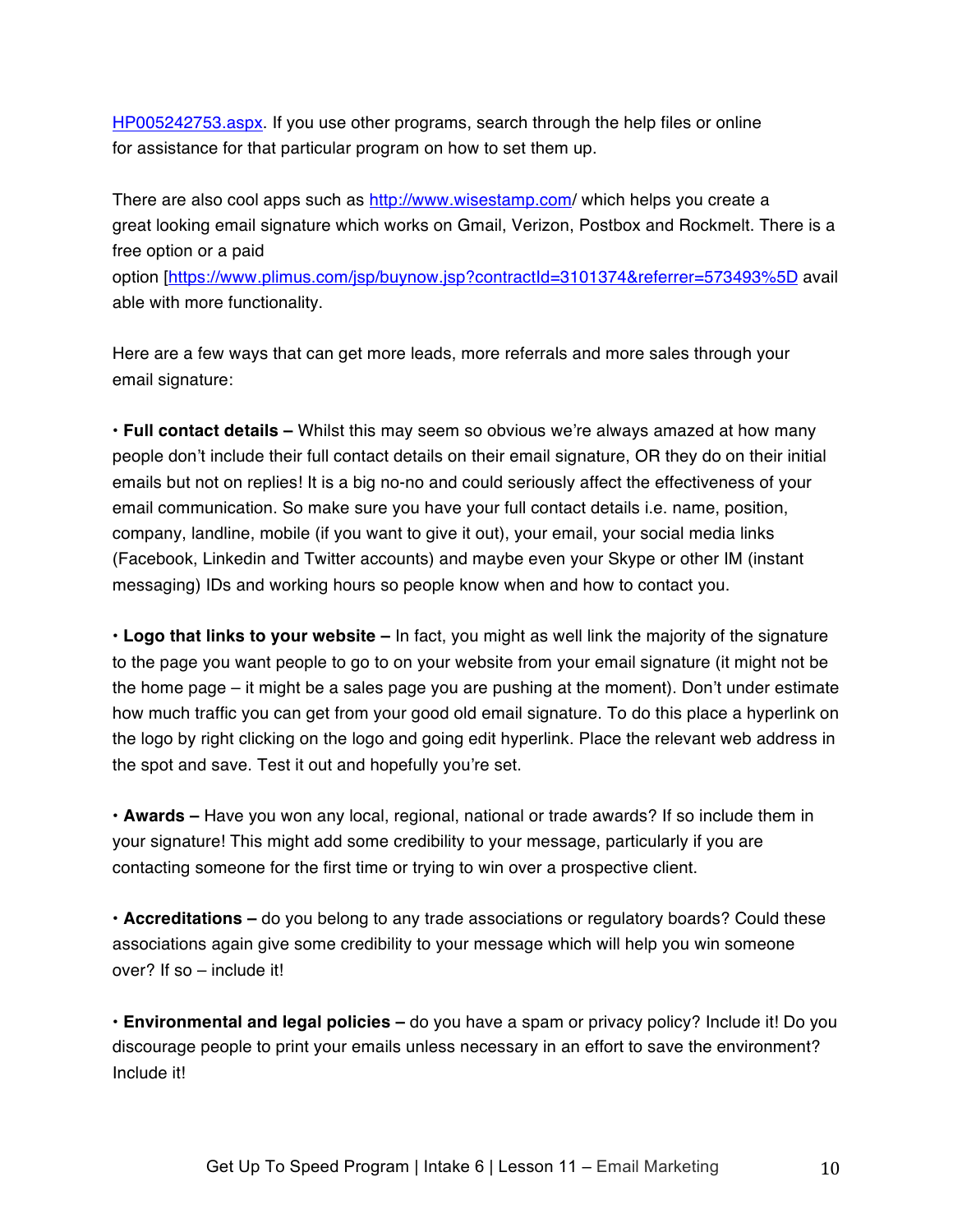HP005242753.aspx. If you use other programs, search through the help files or online for assistance for that particular program on how to set them up.

There are also cool apps such as http://www.wisestamp.com/ which helps you create a great looking email signature which works on Gmail, Verizon, Postbox and Rockmelt. There is a free option or a paid option [https://www.plimus.com/jsp/buynow.jsp?contractId=3101374&referrer=573493%5D available with more functionality.

Here are a few ways that can get more leads, more referrals and more sales through your email signature:

• **Full contact details –** Whilst this may seem so obvious we're always amazed at how many people don't include their full contact details on their email signature, OR they do on their initial emails but not on replies! It is a big no-no and could seriously affect the effectiveness of your email communication. So make sure you have your full contact details i.e. name, position, company, landline, mobile (if you want to give it out), your email, your social media links (Facebook, Linkedin and Twitter accounts) and maybe even your Skype or other IM (instant messaging) IDs and working hours so people know when and how to contact you.

• **Logo that links to your website –** In fact, you might as well link the majority of the signature to the page you want people to go to on your website from your email signature (it might not be the home page – it might be a sales page you are pushing at the moment). Don't under estimate how much traffic you can get from your good old email signature. To do this place a hyperlink on the logo by right clicking on the logo and going edit hyperlink. Place the relevant web address in the spot and save. Test it out and hopefully you're set.

• **Awards –** Have you won any local, regional, national or trade awards? If so include them in your signature! This might add some credibility to your message, particularly if you are contacting someone for the first time or trying to win over a prospective client.

• **Accreditations –** do you belong to any trade associations or regulatory boards? Could these associations again give some credibility to your message which will help you win someone over? If so – include it!

• **Environmental and legal policies –** do you have a spam or privacy policy? Include it! Do you discourage people to print your emails unless necessary in an effort to save the environment? Include it!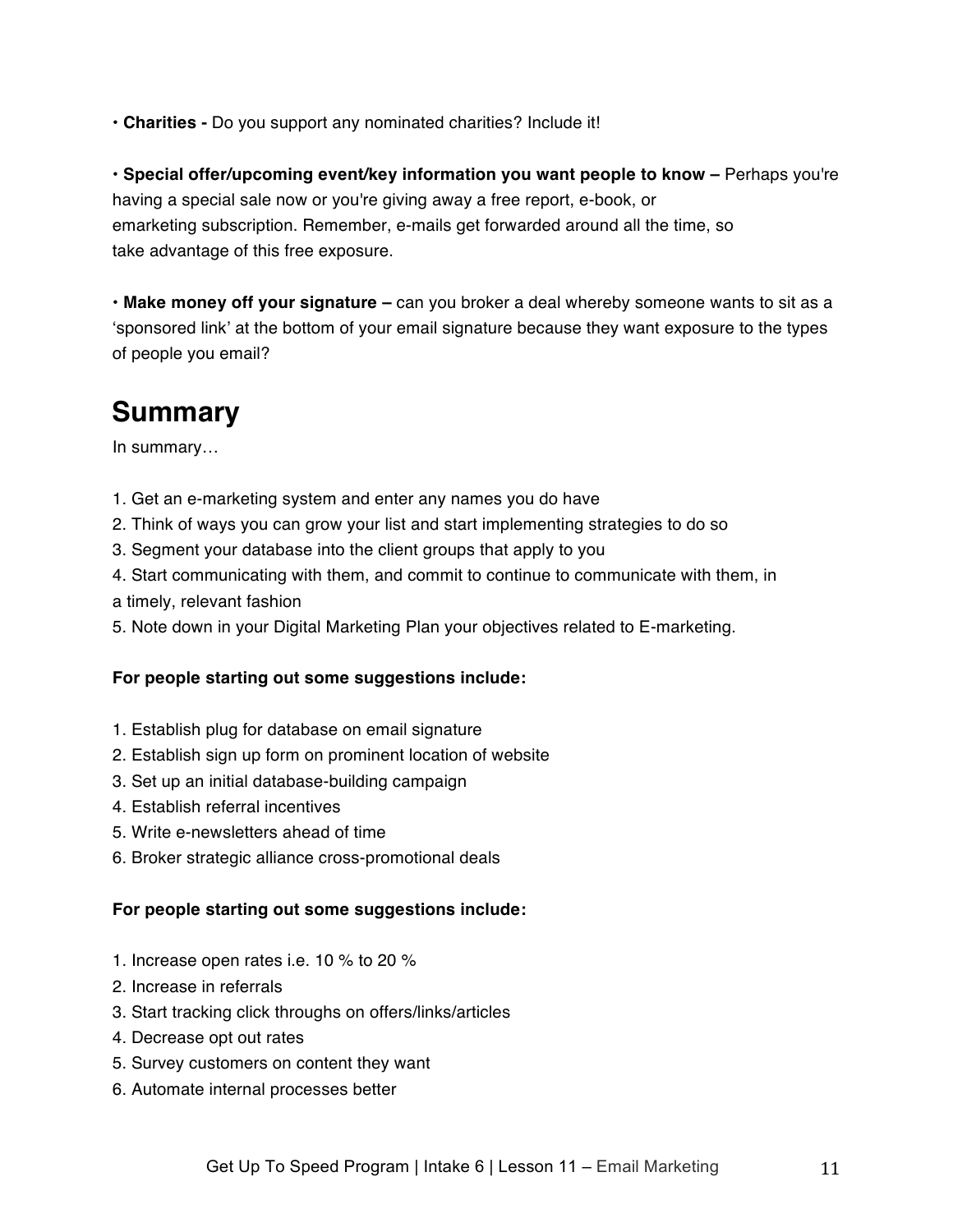• **Charities -** Do you support any nominated charities? Include it!

• **Special offer/upcoming event/key information you want people to know –** Perhaps you're having a special sale now or you're giving away a free report, e-book, or emarketing subscription. Remember, e-mails get forwarded around all the time, so take advantage of this free exposure.

• **Make money off your signature –** can you broker a deal whereby someone wants to sit as a 'sponsored link' at the bottom of your email signature because they want exposure to the types of people you email?

## Summary

In summary…

1. Get an e-marketing system and enter any names you do have
2. Think of ways you can grow your list and start implementing strategies to do so
3. Segment your database into the client groups that apply to you
4. Start communicating with them, and commit to continue to communicate with them, in a timely, relevant fashion
5. Note down in your Digital Marketing Plan your objectives related to E-marketing.

**For people starting out some suggestions include:**

1. Establish plug for database on email signature
2. Establish sign up form on prominent location of website
3. Set up an initial database-building campaign
4. Establish referral incentives
5. Write e-newsletters ahead of time
6. Broker strategic alliance cross-promotional deals

**For people starting out some suggestions include:**

1. Increase open rates i.e. 10 % to 20 %
2. Increase in referrals
3. Start tracking click throughs on offers/links/articles
4. Decrease opt out rates
5. Survey customers on content they want
6. Automate internal processes better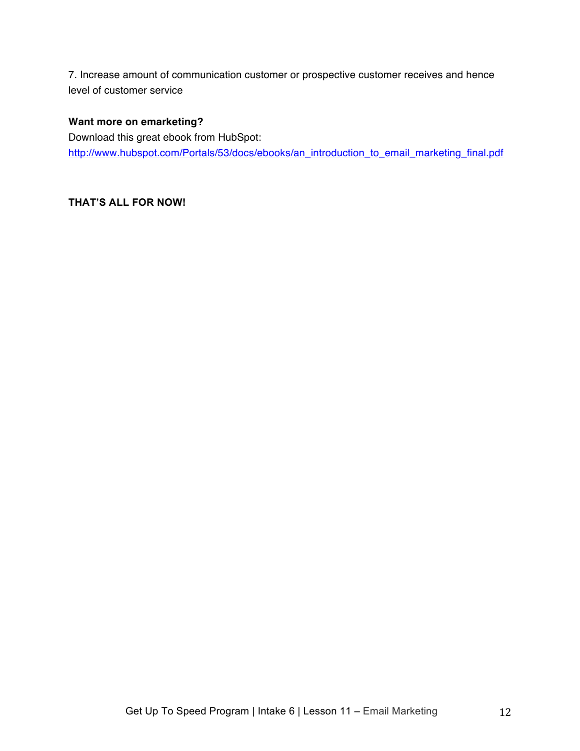7. Increase amount of communication customer or prospective customer receives and hence level of customer service

**Want more on emarketing?**

Download this great ebook from HubSpot:
http://www.hubspot.com/Portals/53/docs/ebooks/an_introduction_to_email_marketing_final.pdf

**THAT'S ALL FOR NOW!**